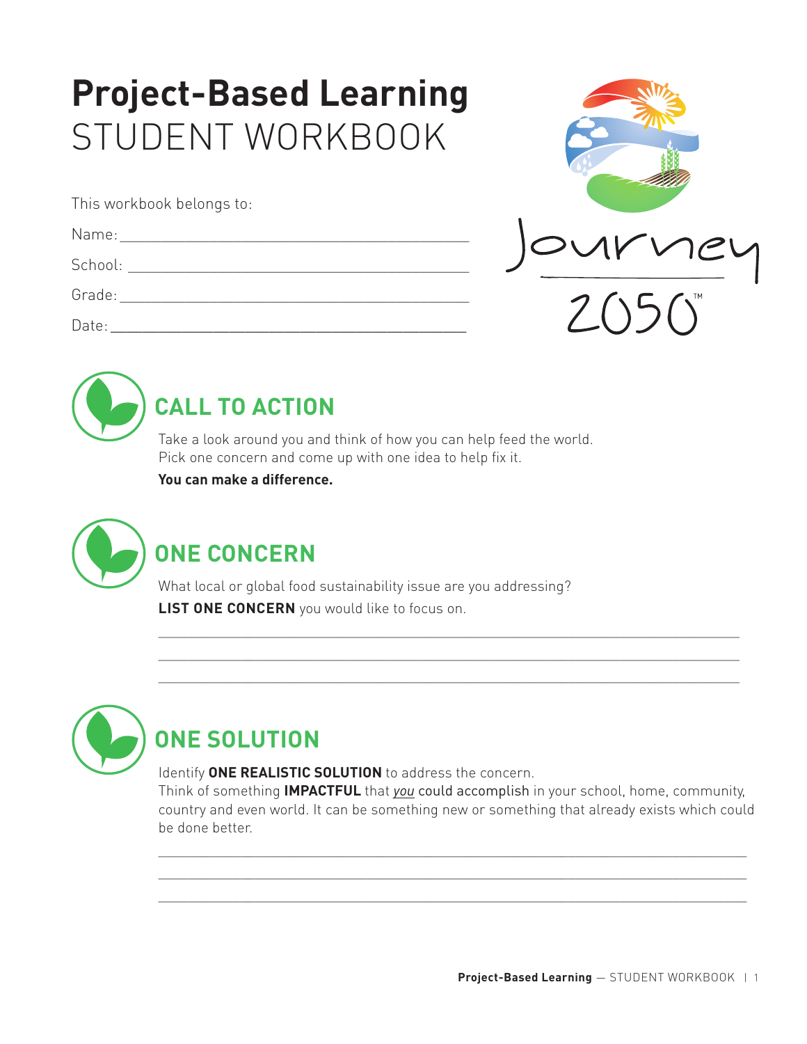# Project-Based Learning

STUDENT WORKBOOK

This workbook belongs to:

Name: ___________________________________________

School: ___________________________________________

Grade: ___________________________________________

Date: ___________________________________________

Journey 2050™

## CALL TO ACTION

Take a look around you and think of how you can help feed the world.
Pick one concern and come up with one idea to help fix it.

**You can make a difference.**

## ONE CONCERN

What local or global food sustainability issue are you addressing?
**LIST ONE CONCERN** you would like to focus on.

___________________________________________________________________________

___________________________________________________________________________

___________________________________________________________________________

## ONE SOLUTION

Identify **ONE REALISTIC SOLUTION** to address the concern.
Think of something **IMPACTFUL** that *you* could accomplish in your school, home, community, country and even world. It can be something new or something that already exists which could be done better.

___________________________________________________________________________

___________________________________________________________________________

___________________________________________________________________________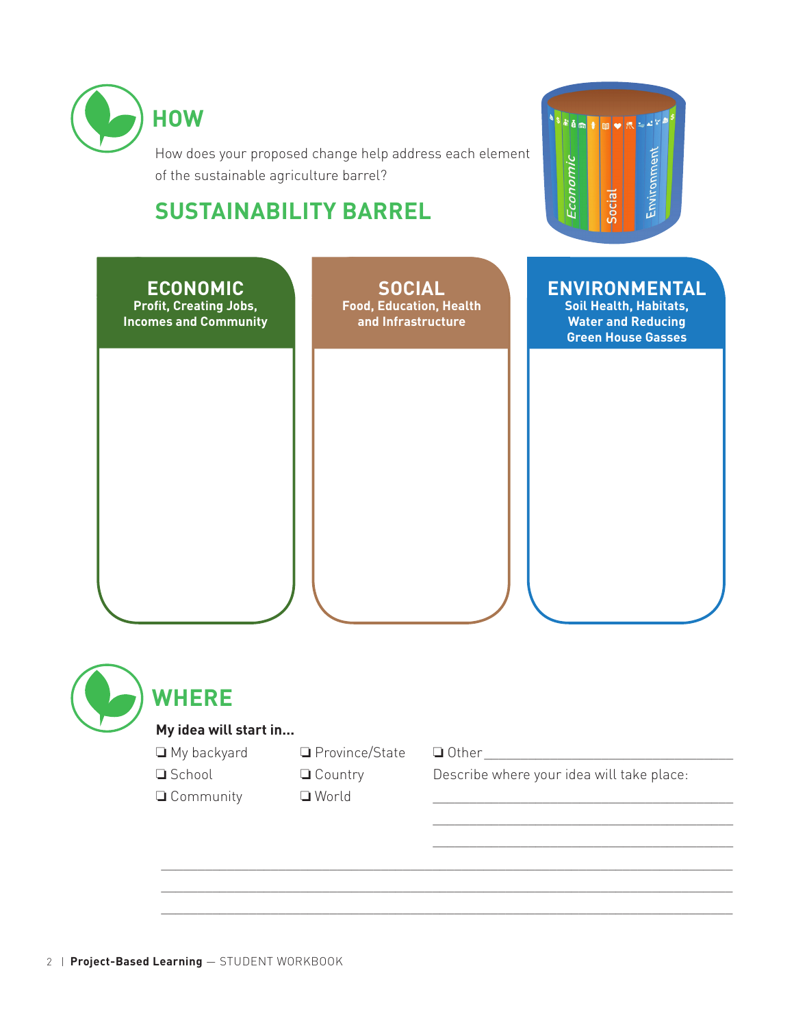## HOW

How does your proposed change help address each element of the sustainable agriculture barrel?

## SUSTAINABILITY BARREL

| ECONOMIC<br>Profit, Creating Jobs, Incomes and Community | SOCIAL<br>Food, Education, Health and Infrastructure | ENVIRONMENTAL<br>Soil Health, Habitats, Water and Reducing Green House Gasses |
|---|---|---|
| | | |

## WHERE

**My idea will start in...**

- ❏ My backyard
- ❏ School
- ❏ Community
- ❏ Province/State
- ❏ Country
- ❏ World
- ❏ Other ________________________________

Describe where your idea will take place:

________________________________________

________________________________________

________________________________________

________________________________________

________________________________________

________________________________________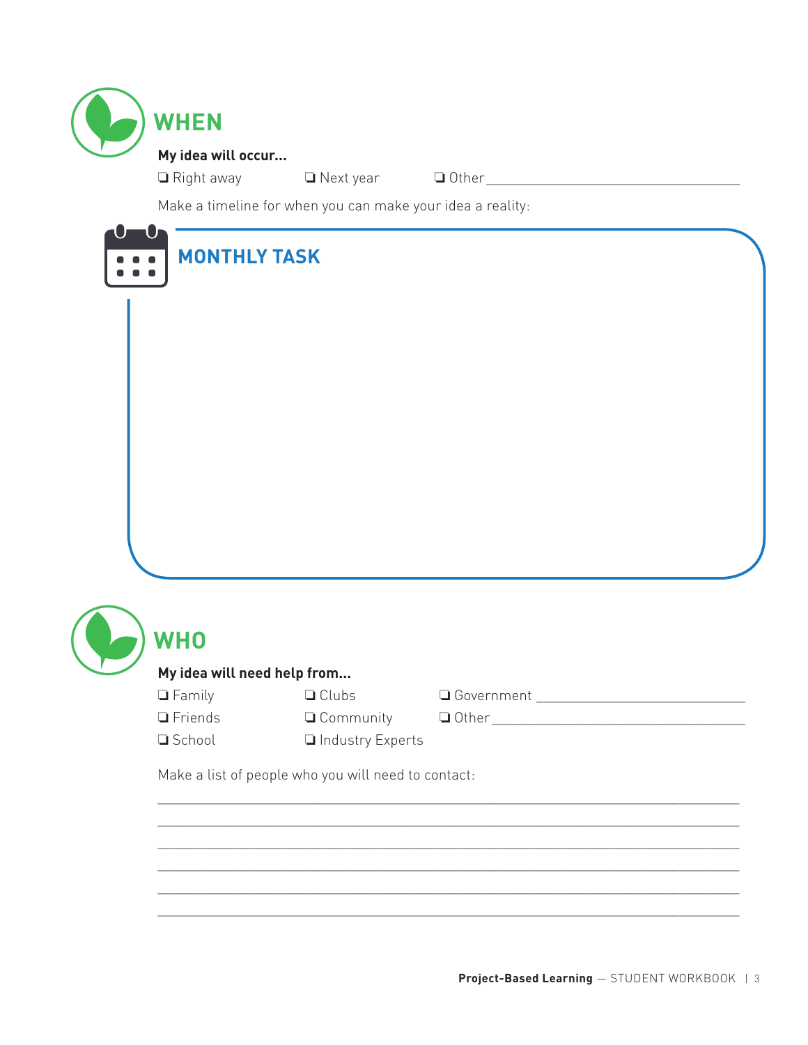## WHEN

**My idea will occur...**

- ❏ Right away
- ❏ Next year
- ❏ Other ________________________________

Make a timeline for when you can make your idea a reality:

### MONTHLY TASK

## WHO

**My idea will need help from...**

- ❏ Family
- ❏ Friends
- ❏ School
- ❏ Clubs
- ❏ Community
- ❏ Industry Experts
- ❏ Government ________________________
- ❏ Other ________________________________

Make a list of people who you will need to contact:

____________________________________________________________

____________________________________________________________

____________________________________________________________

____________________________________________________________

____________________________________________________________

____________________________________________________________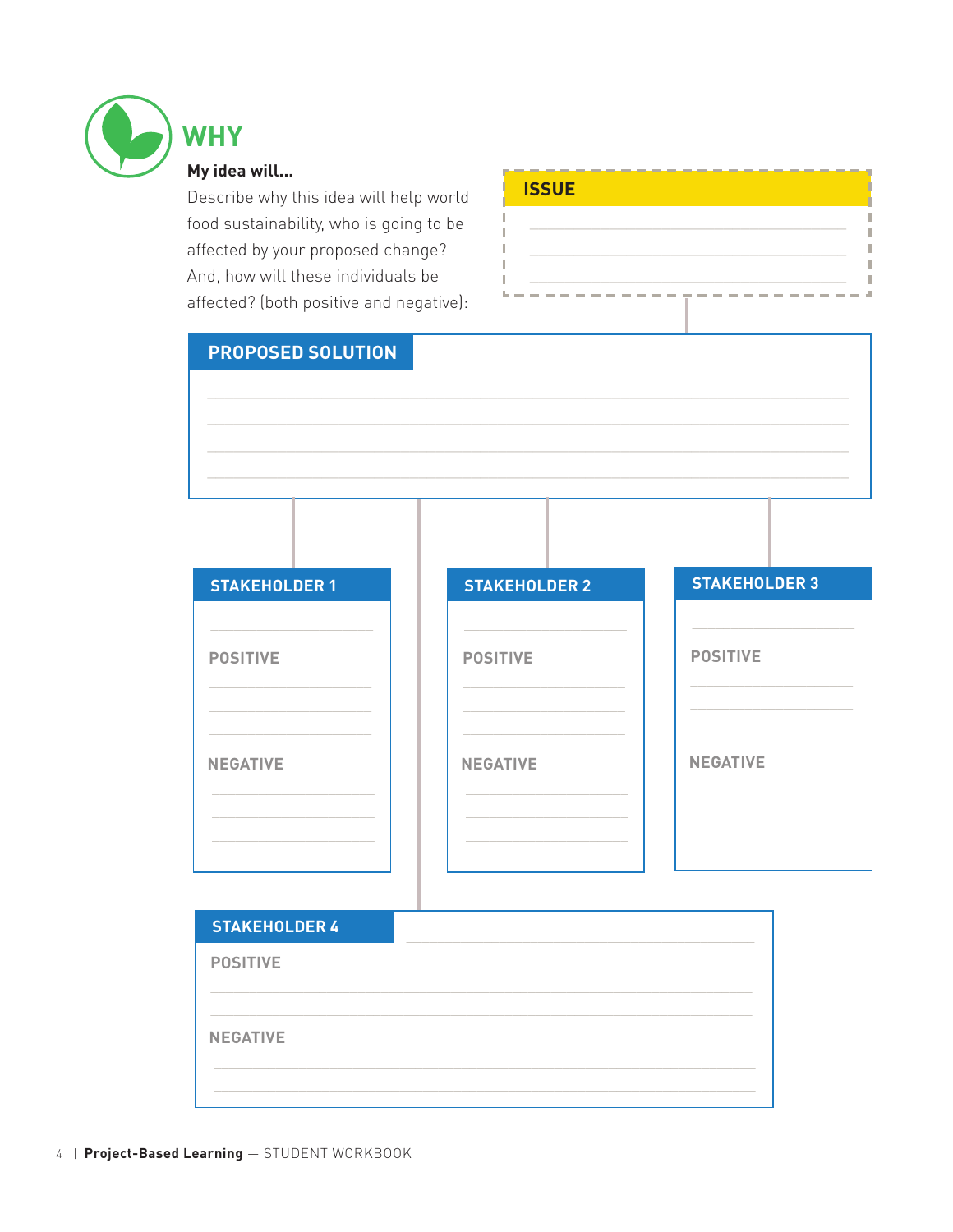## WHY

**My idea will...**

Describe why this idea will help world food sustainability, who is going to be affected by your proposed change? And, how will these individuals be affected? (both positive and negative):

**ISSUE**

**PROPOSED SOLUTION**

**STAKEHOLDER 1**

POSITIVE

NEGATIVE

**STAKEHOLDER 2**

POSITIVE

NEGATIVE

**STAKEHOLDER 3**

POSITIVE

NEGATIVE

**STAKEHOLDER 4**

POSITIVE

NEGATIVE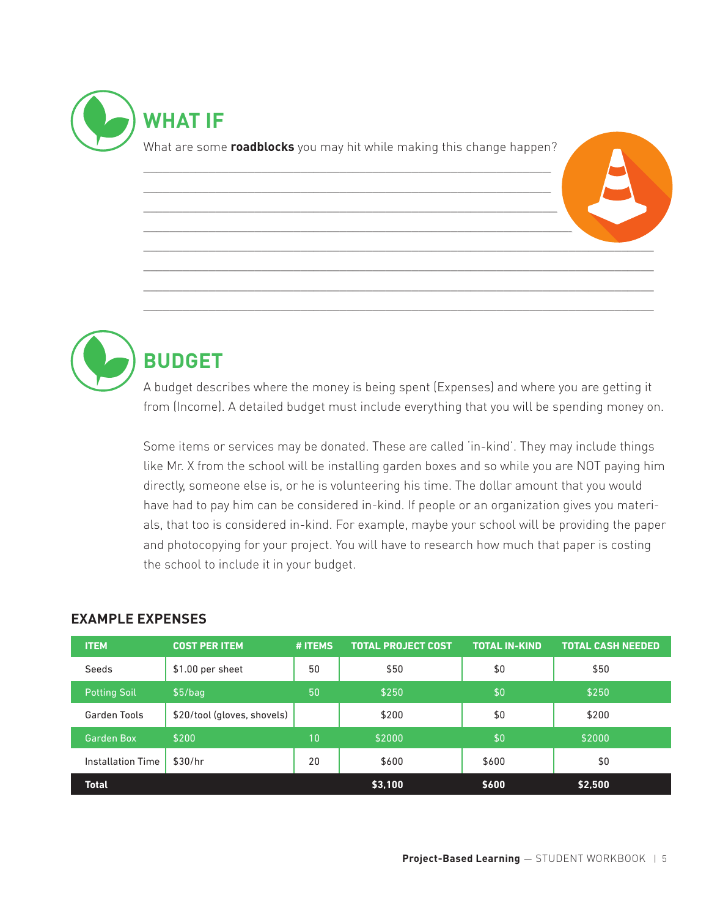## WHAT IF

What are some **roadblocks** you may hit while making this change happen?

________________________________________________________________

________________________________________________________________

________________________________________________________________

________________________________________________________________

________________________________________________________________

________________________________________________________________

________________________________________________________________

________________________________________________________________

## BUDGET

A budget describes where the money is being spent (Expenses) and where you are getting it from (Income). A detailed budget must include everything that you will be spending money on.

Some items or services may be donated. These are called 'in-kind'. They may include things like Mr. X from the school will be installing garden boxes and so while you are NOT paying him directly, someone else is, or he is volunteering his time. The dollar amount that you would have had to pay him can be considered in-kind. If people or an organization gives you materials, that too is considered in-kind. For example, maybe your school will be providing the paper and photocopying for your project. You will have to research how much that paper is costing the school to include it in your budget.

### EXAMPLE EXPENSES

| ITEM | COST PER ITEM | # ITEMS | TOTAL PROJECT COST | TOTAL IN-KIND | TOTAL CASH NEEDED |
|---|---|---|---|---|---|
| Seeds | $1.00 per sheet | 50 | $50 | $0 | $50 |
| Potting Soil | $5/bag | 50 | $250 | $0 | $250 |
| Garden Tools | $20/tool (gloves, shovels) | | $200 | $0 | $200 |
| Garden Box | $200 | 10 | $2000 | $0 | $2000 |
| Installation Time | $30/hr | 20 | $600 | $600 | $0 |
| **Total** | | | **$3,100** | **$600** | **$2,500** |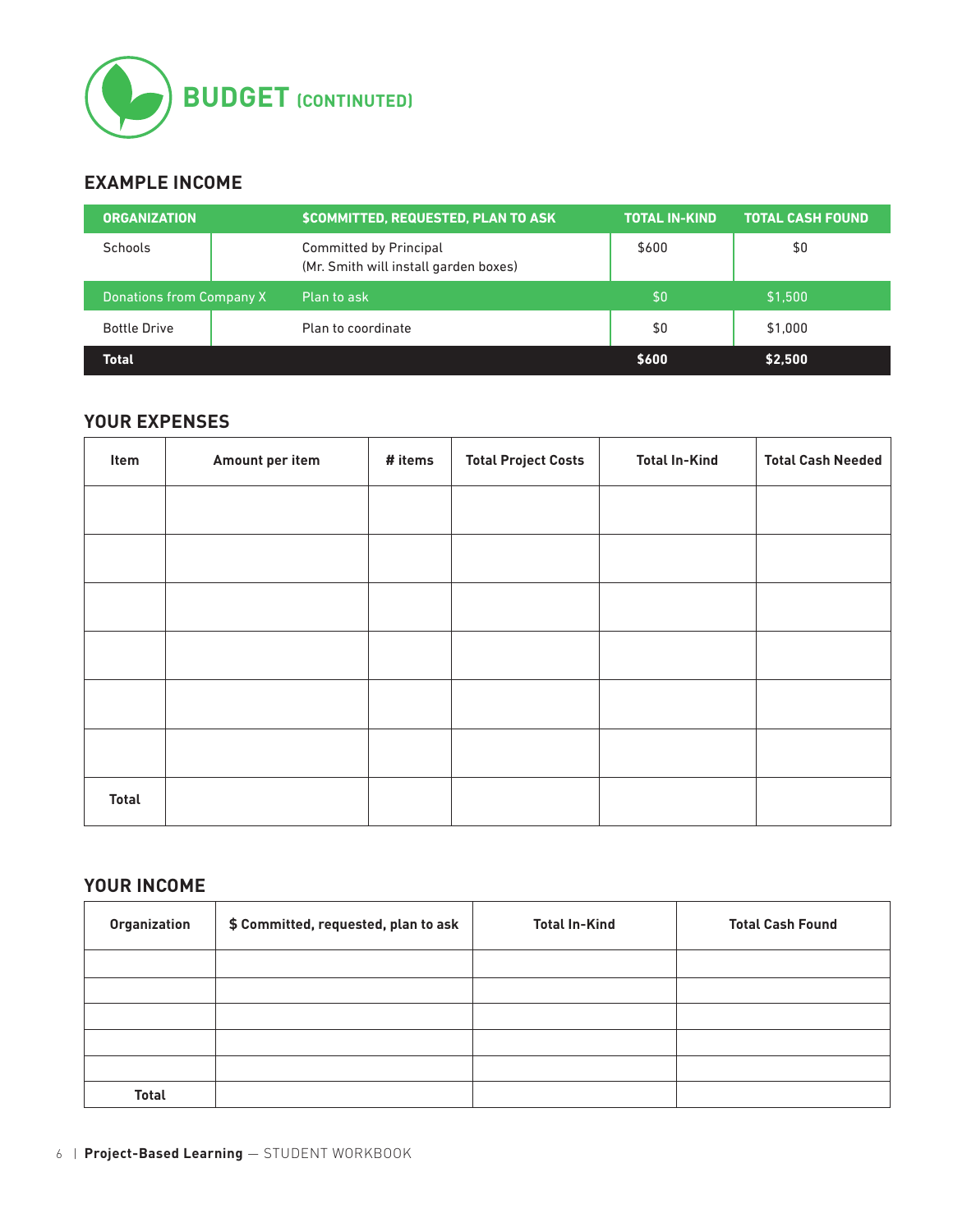# BUDGET (CONTINUED)

## EXAMPLE INCOME

| ORGANIZATION | $COMMITTED, REQUESTED, PLAN TO ASK | TOTAL IN-KIND | TOTAL CASH FOUND |
|---|---|---|---|
| Schools | Committed by Principal (Mr. Smith will install garden boxes) | $600 | $0 |
| Donations from Company X | Plan to ask | $0 | $1,500 |
| Bottle Drive | Plan to coordinate | $0 | $1,000 |
| **Total** | | **$600** | **$2,500** |

## YOUR EXPENSES

| Item | Amount per item | # items | Total Project Costs | Total In-Kind | Total Cash Needed |
|---|---|---|---|---|---|
| | | | | | |
| | | | | | |
| | | | | | |
| | | | | | |
| | | | | | |
| | | | | | |
| **Total** | | | | | |

## YOUR INCOME

| Organization | $ Committed, requested, plan to ask | Total In-Kind | Total Cash Found |
|---|---|---|---|
| | | | |
| | | | |
| | | | |
| | | | |
| | | | |
| **Total** | | | |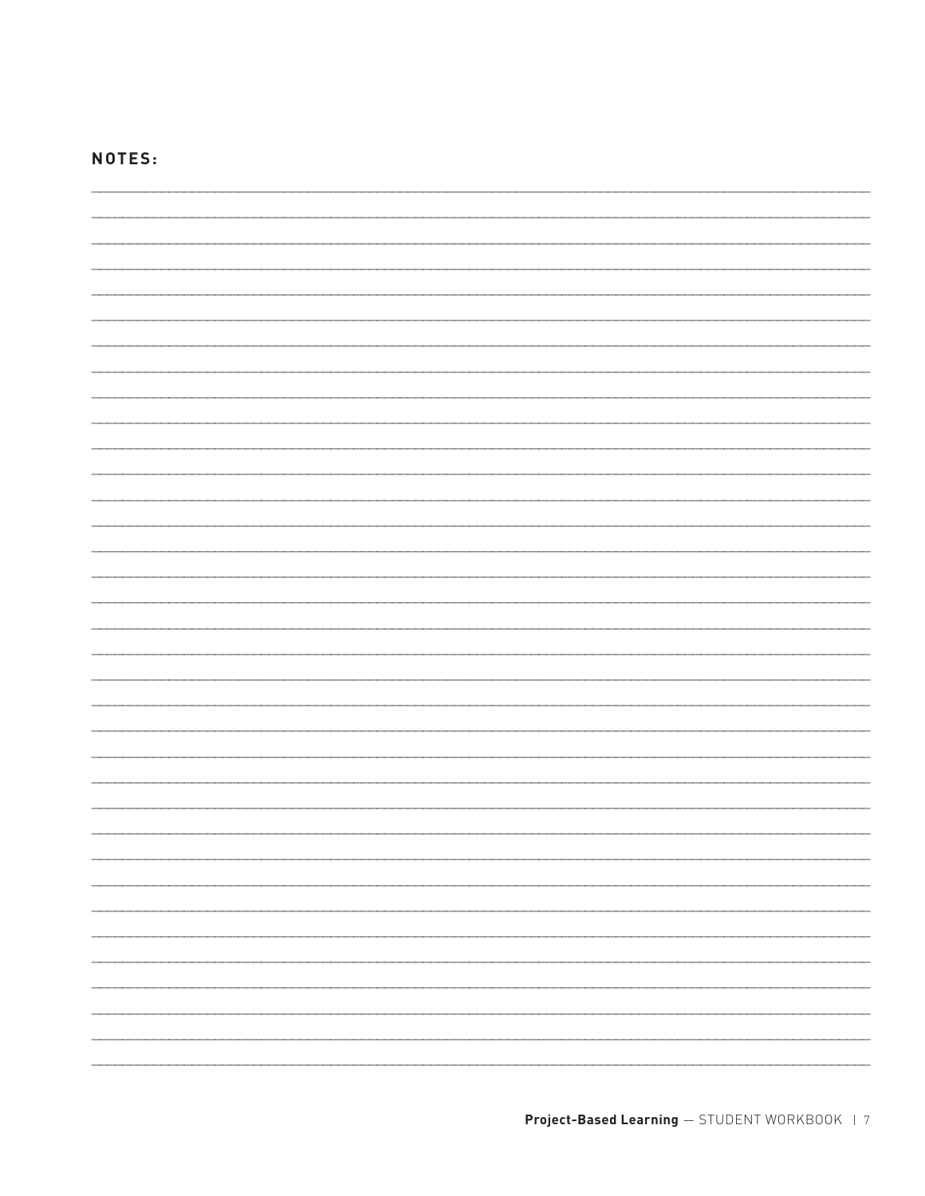**NOTES:**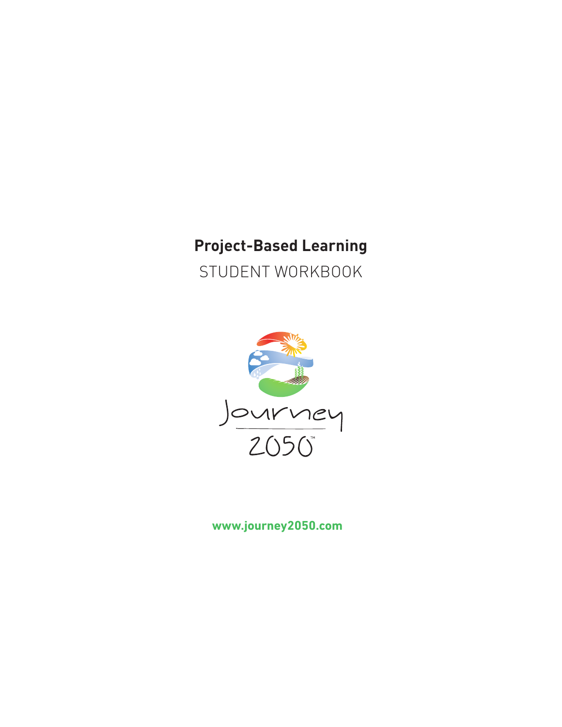**Project-Based Learning**

STUDENT WORKBOOK

Journey 2050™

**www.journey2050.com**